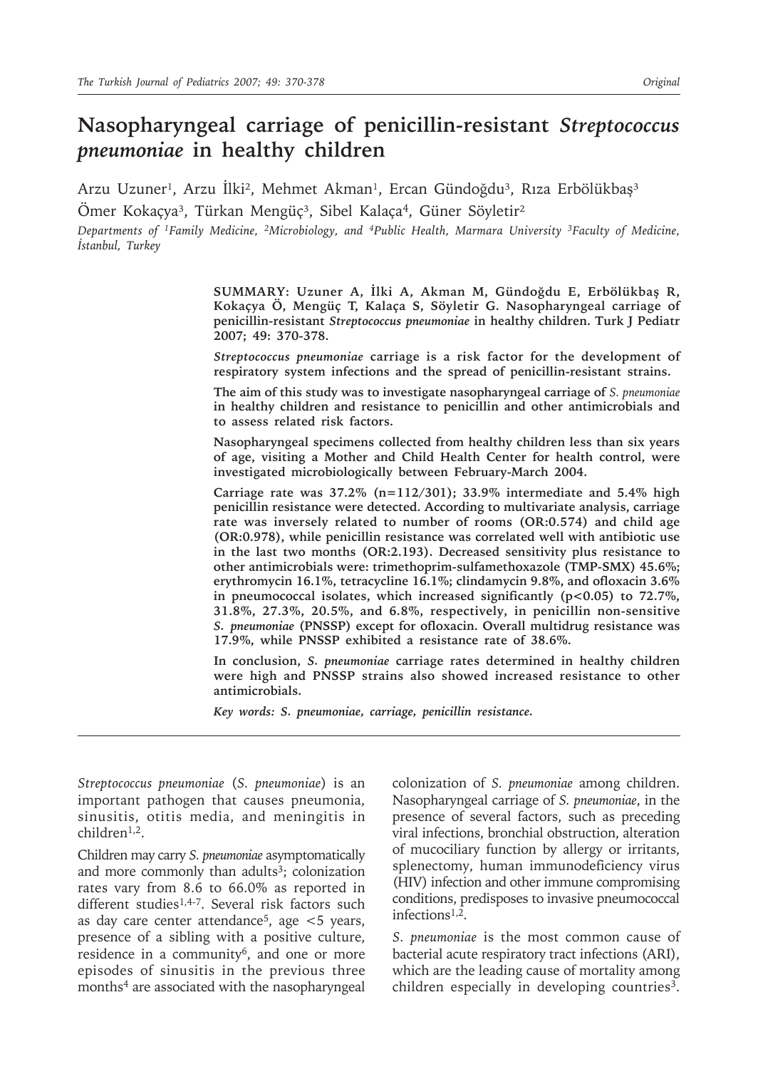# Nasopharyngeal carriage of penicillin-resistant *Streptococcus pneumoniae* in healthy children

Arzu Uzuner[1], Arzu İlki[2], Mehmet Akman[1], Ercan Gündoğdu[3], Rıza Erbölükbaş[3]

Ömer Kokaçya[3], Türkan Mengüç[3], Sibel Kalaça[4], Güner Söyletir[2]

*Departments of [1]Family Medicine, [2]Microbiology, and [4]Public Health, Marmara University [3]Faculty of Medicine, İstanbul, Turkey*

**SUMMARY: Uzuner A, İlki A, Akman M, Gündoğdu E, Erbölükbaş R, Kokaçya Ö, Mengüç T, Kalaça S, Söyletir G. Nasopharyngeal carriage of penicillin-resistant *Streptococcus pneumoniae* in healthy children. Turk J Pediatr 2007; 49: 370-378.**

***Streptococcus pneumoniae* carriage is a risk factor for the development of respiratory system infections and the spread of penicillin-resistant strains.**

**The aim of this study was to investigate nasopharyngeal carriage of *S. pneumoniae* in healthy children and resistance to penicillin and other antimicrobials and to assess related risk factors.**

**Nasopharyngeal specimens collected from healthy children less than six years of age, visiting a Mother and Child Health Center for health control, were investigated microbiologically between February-March 2004.**

**Carriage rate was 37.2% (n=112/301); 33.9% intermediate and 5.4% high penicillin resistance were detected. According to multivariate analysis, carriage rate was inversely related to number of rooms (OR:0.574) and child age (OR:0.978), while penicillin resistance was correlated well with antibiotic use in the last two months (OR:2.193). Decreased sensitivity plus resistance to other antimicrobials were: trimethoprim-sulfamethoxazole (TMP-SMX) 45.6%; erythromycin 16.1%, tetracycline 16.1%; clindamycin 9.8%, and ofloxacin 3.6% in pneumococcal isolates, which increased significantly ($p<0.05$) to 72.7%, 31.8%, 27.3%, 20.5%, and 6.8%, respectively, in penicillin non-sensitive *S. pneumoniae* (PNSSP) except for ofloxacin. Overall multidrug resistance was 17.9%, while PNSSP exhibited a resistance rate of 38.6%.**

**In conclusion, *S. pneumoniae* carriage rates determined in healthy children were high and PNSSP strains also showed increased resistance to other antimicrobials.**

***Key words: S. pneumoniae, carriage, penicillin resistance.***

*Streptococcus pneumoniae* (*S. pneumoniae*) is an important pathogen that causes pneumonia, sinusitis, otitis media, and meningitis in children[1,2].

Children may carry *S. pneumoniae* asymptomatically and more commonly than adults[3]; colonization rates vary from 8.6 to 66.0% as reported in different studies[1,4-7]. Several risk factors such as day care center attendance[5], age <5 years, presence of a sibling with a positive culture, residence in a community[6], and one or more episodes of sinusitis in the previous three months[4] are associated with the nasopharyngeal colonization of *S. pneumoniae* among children. Nasopharyngeal carriage of *S. pneumoniae*, in the presence of several factors, such as preceding viral infections, bronchial obstruction, alteration of mucociliary function by allergy or irritants, splenectomy, human immunodeficiency virus (HIV) infection and other immune compromising conditions, predisposes to invasive pneumococcal infections[1,2].

*S. pneumoniae* is the most common cause of bacterial acute respiratory tract infections (ARI), which are the leading cause of mortality among children especially in developing countries[3].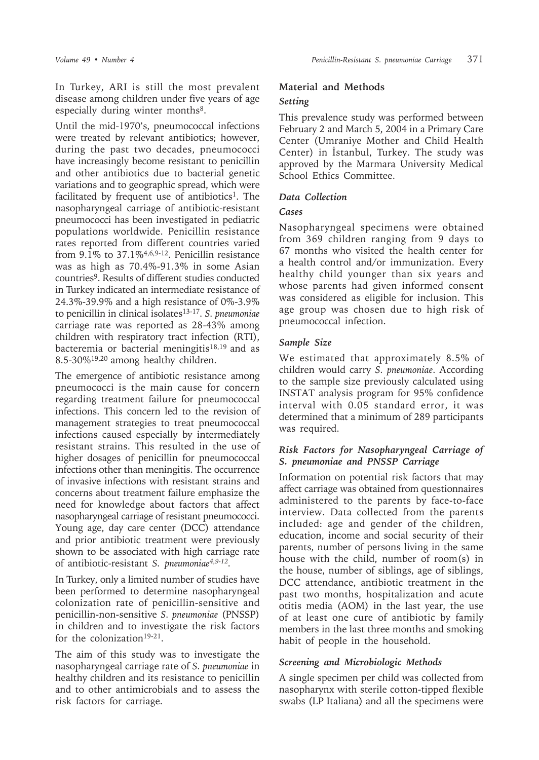In Turkey, ARI is still the most prevalent disease among children under five years of age especially during winter months[8].

Until the mid-1970's, pneumococcal infections were treated by relevant antibiotics; however, during the past two decades, pneumococci have increasingly become resistant to penicillin and other antibiotics due to bacterial genetic variations and to geographic spread, which were facilitated by frequent use of antibiotics[1]. The nasopharyngeal carriage of antibiotic-resistant pneumococci has been investigated in pediatric populations worldwide. Penicillin resistance rates reported from different countries varied from 9.1% to 37.1%[4,6,9-12]. Penicillin resistance was as high as 70.4%-91.3% in some Asian countries[9]. Results of different studies conducted in Turkey indicated an intermediate resistance of 24.3%-39.9% and a high resistance of 0%-3.9% to penicillin in clinical isolates[13-17]. *S. pneumoniae* carriage rate was reported as 28-43% among children with respiratory tract infection (RTI), bacteremia or bacterial meningitis[18,19] and as 8.5-30%[19,20] among healthy children.

The emergence of antibiotic resistance among pneumococci is the main cause for concern regarding treatment failure for pneumococcal infections. This concern led to the revision of management strategies to treat pneumococcal infections caused especially by intermediately resistant strains. This resulted in the use of higher dosages of penicillin for pneumococcal infections other than meningitis. The occurrence of invasive infections with resistant strains and concerns about treatment failure emphasize the need for knowledge about factors that affect nasopharyngeal carriage of resistant pneumococci. Young age, day care center (DCC) attendance and prior antibiotic treatment were previously shown to be associated with high carriage rate of antibiotic-resistant *S. pneumoniae*[4,9-12].

In Turkey, only a limited number of studies have been performed to determine nasopharyngeal colonization rate of penicillin-sensitive and penicillin-non-sensitive *S. pneumoniae* (PNSSP) in children and to investigate the risk factors for the colonization[19-21].

The aim of this study was to investigate the nasopharyngeal carriage rate of *S. pneumoniae* in healthy children and its resistance to penicillin and to other antimicrobials and to assess the risk factors for carriage.

## Material and Methods

### *Setting*

This prevalence study was performed between February 2 and March 5, 2004 in a Primary Care Center (Umraniye Mother and Child Health Center) in İstanbul, Turkey. The study was approved by the Marmara University Medical School Ethics Committee.

### *Data Collection*

#### *Cases*

Nasopharyngeal specimens were obtained from 369 children ranging from 9 days to 67 months who visited the health center for a health control and/or immunization. Every healthy child younger than six years and whose parents had given informed consent was considered as eligible for inclusion. This age group was chosen due to high risk of pneumococcal infection.

### *Sample Size*

We estimated that approximately 8.5% of children would carry *S. pneumoniae*. According to the sample size previously calculated using INSTAT analysis program for 95% confidence interval with 0.05 standard error, it was determined that a minimum of 289 participants was required.

### *Risk Factors for Nasopharyngeal Carriage of S. pneumoniae and PNSSP Carriage*

Information on potential risk factors that may affect carriage was obtained from questionnaires administered to the parents by face-to-face interview. Data collected from the parents included: age and gender of the children, education, income and social security of their parents, number of persons living in the same house with the child, number of room(s) in the house, number of siblings, age of siblings, DCC attendance, antibiotic treatment in the past two months, hospitalization and acute otitis media (AOM) in the last year, the use of at least one cure of antibiotic by family members in the last three months and smoking habit of people in the household.

### *Screening and Microbiologic Methods*

A single specimen per child was collected from nasopharynx with sterile cotton-tipped flexible swabs (LP Italiana) and all the specimens were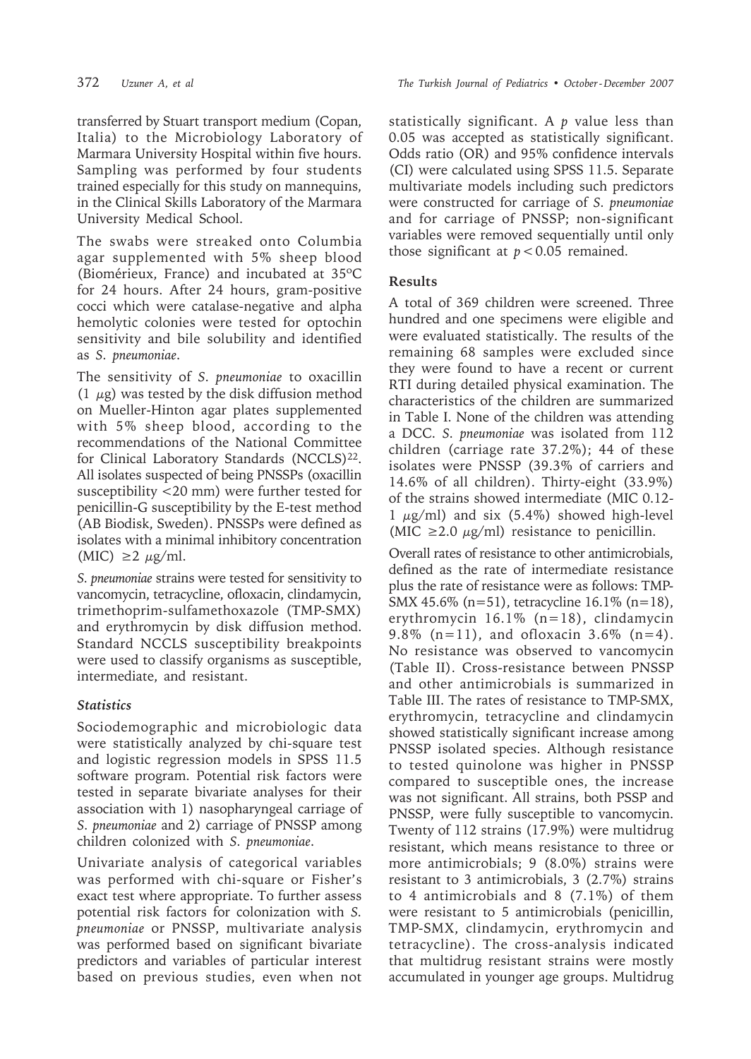transferred by Stuart transport medium (Copan, Italia) to the Microbiology Laboratory of Marmara University Hospital within five hours. Sampling was performed by four students trained especially for this study on mannequins, in the Clinical Skills Laboratory of the Marmara University Medical School.

The swabs were streaked onto Columbia agar supplemented with 5% sheep blood (Biomérieux, France) and incubated at 35ºC for 24 hours. After 24 hours, gram-positive cocci which were catalase-negative and alpha hemolytic colonies were tested for optochin sensitivity and bile solubility and identified as *S. pneumoniae*.

The sensitivity of *S. pneumoniae* to oxacillin (1 $\mu$g) was tested by the disk diffusion method on Mueller-Hinton agar plates supplemented with 5% sheep blood, according to the recommendations of the National Committee for Clinical Laboratory Standards (NCCLS)[22]. All isolates suspected of being PNSSPs (oxacillin susceptibility <20 mm) were further tested for penicillin-G susceptibility by the E-test method (AB Biodisk, Sweden). PNSSPs were defined as isolates with a minimal inhibitory concentration (MIC) $\geq 2$ $\mu$g/ml.

*S. pneumoniae* strains were tested for sensitivity to vancomycin, tetracycline, ofloxacin, clindamycin, trimethoprim-sulfamethoxazole (TMP-SMX) and erythromycin by disk diffusion method. Standard NCCLS susceptibility breakpoints were used to classify organisms as susceptible, intermediate, and resistant.

### *Statistics*

Sociodemographic and microbiologic data were statistically analyzed by chi-square test and logistic regression models in SPSS 11.5 software program. Potential risk factors were tested in separate bivariate analyses for their association with 1) nasopharyngeal carriage of *S. pneumoniae* and 2) carriage of PNSSP among children colonized with *S. pneumoniae*.

Univariate analysis of categorical variables was performed with chi-square or Fisher's exact test where appropriate. To further assess potential risk factors for colonization with *S. pneumoniae* or PNSSP, multivariate analysis was performed based on significant bivariate predictors and variables of particular interest based on previous studies, even when not statistically significant. A $p$ value less than 0.05 was accepted as statistically significant. Odds ratio (OR) and 95% confidence intervals (CI) were calculated using SPSS 11.5. Separate multivariate models including such predictors were constructed for carriage of *S. pneumoniae* and for carriage of PNSSP; non-significant variables were removed sequentially until only those significant at $p < 0.05$ remained.

## Results

A total of 369 children were screened. Three hundred and one specimens were eligible and were evaluated statistically. The results of the remaining 68 samples were excluded since they were found to have a recent or current RTI during detailed physical examination. The characteristics of the children are summarized in Table I. None of the children was attending a DCC. *S. pneumoniae* was isolated from 112 children (carriage rate 37.2%); 44 of these isolates were PNSSP (39.3% of carriers and 14.6% of all children). Thirty-eight (33.9%) of the strains showed intermediate (MIC 0.12-1 $\mu$g/ml) and six (5.4%) showed high-level (MIC $\geq 2.0$ $\mu$g/ml) resistance to penicillin.

Overall rates of resistance to other antimicrobials, defined as the rate of intermediate resistance plus the rate of resistance were as follows: TMP-SMX 45.6% (n=51), tetracycline 16.1% (n=18), erythromycin 16.1% (n=18), clindamycin 9.8% (n=11), and ofloxacin 3.6% (n=4). No resistance was observed to vancomycin (Table II). Cross-resistance between PNSSP and other antimicrobials is summarized in Table III. The rates of resistance to TMP-SMX, erythromycin, tetracycline and clindamycin showed statistically significant increase among PNSSP isolated species. Although resistance to tested quinolone was higher in PNSSP compared to susceptible ones, the increase was not significant. All strains, both PSSP and PNSSP, were fully susceptible to vancomycin. Twenty of 112 strains (17.9%) were multidrug resistant, which means resistance to three or more antimicrobials; 9 (8.0%) strains were resistant to 3 antimicrobials, 3 (2.7%) strains to 4 antimicrobials and 8 (7.1%) of them were resistant to 5 antimicrobials (penicillin, TMP-SMX, clindamycin, erythromycin and tetracycline). The cross-analysis indicated that multidrug resistant strains were mostly accumulated in younger age groups. Multidrug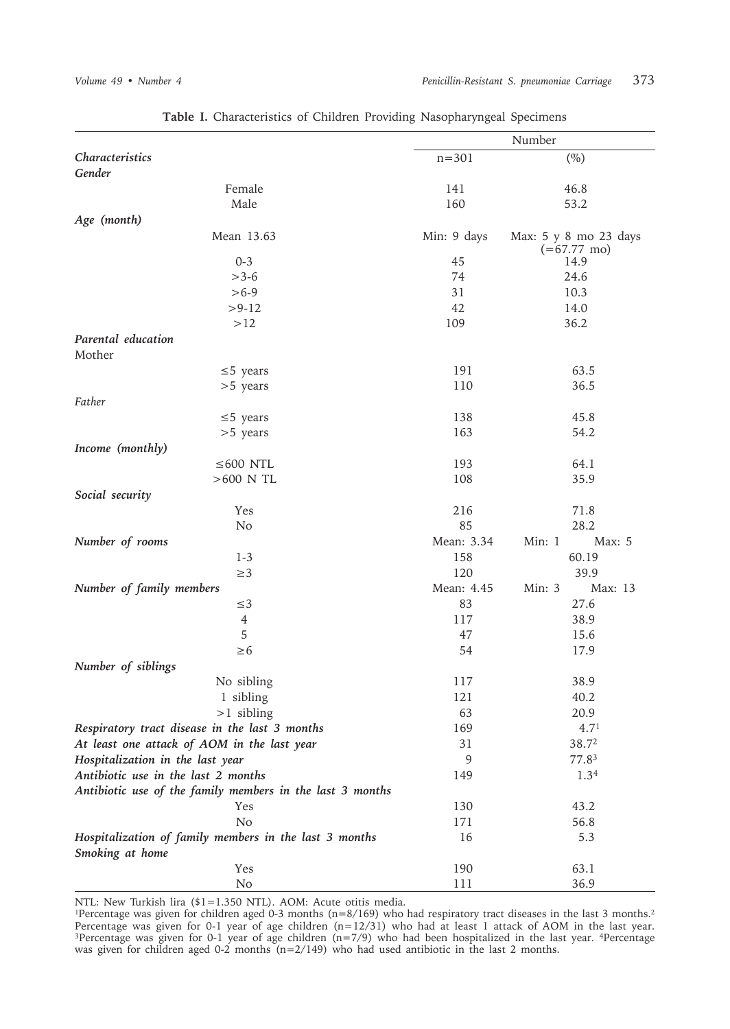**Table I.** Characteristics of Children Providing Nasopharyngeal Specimens

| Characteristics | Number n=301 | (%) |
|---|---|---|
| ***Gender*** | | |
| Female | 141 | 46.8 |
| Male | 160 | 53.2 |
| ***Age (month)*** | | |
| Mean 13.63 | Min: 9 days | Max: 5 y 8 mo 23 days (=67.77 mo) |
| 0-3 | 45 | 14.9 |
| >3-6 | 74 | 24.6 |
| >6-9 | 31 | 10.3 |
| >9-12 | 42 | 14.0 |
| >12 | 109 | 36.2 |
| ***Parental education*** | | |
| Mother | | |
| ≤5 years | 191 | 63.5 |
| >5 years | 110 | 36.5 |
| *Father* | | |
| ≤5 years | 138 | 45.8 |
| >5 years | 163 | 54.2 |
| ***Income (monthly)*** | | |
| ≤600 NTL | 193 | 64.1 |
| >600 N TL | 108 | 35.9 |
| ***Social security*** | | |
| Yes | 216 | 71.8 |
| No | 85 | 28.2 |
| ***Number of rooms*** | Mean: 3.34 | Min: 1 Max: 5 |
| 1-3 | 158 | 60.19 |
| ≥3 | 120 | 39.9 |
| ***Number of family members*** | Mean: 4.45 | Min: 3 Max: 13 |
| ≤3 | 83 | 27.6 |
| 4 | 117 | 38.9 |
| 5 | 47 | 15.6 |
| ≥6 | 54 | 17.9 |
| ***Number of siblings*** | | |
| No sibling | 117 | 38.9 |
| 1 sibling | 121 | 40.2 |
| >1 sibling | 63 | 20.9 |
| ***Respiratory tract disease in the last 3 months*** | 169 | 4.7[1] |
| ***At least one attack of AOM in the last year*** | 31 | 38.7[2] |
| ***Hospitalization in the last year*** | 9 | 77.8[3] |
| ***Antibiotic use in the last 2 months*** | 149 | 1.3[4] |
| ***Antibiotic use of the family members in the last 3 months*** | | |
| Yes | 130 | 43.2 |
| No | 171 | 56.8 |
| ***Hospitalization of family members in the last 3 months*** | 16 | 5.3 |
| ***Smoking at home*** | | |
| Yes | 190 | 63.1 |
| No | 111 | 36.9 |

NTL: New Turkish lira ($1=1.350 NTL). AOM: Acute otitis media.
[1]Percentage was given for children aged 0-3 months (n=8/169) who had respiratory tract diseases in the last 3 months.[2]Percentage was given for 0-1 year of age children (n=12/31) who had at least 1 attack of AOM in the last year. [3]Percentage was given for 0-1 year of age children (n=7/9) who had been hospitalized in the last year. [4]Percentage was given for children aged 0-2 months (n=2/149) who had used antibiotic in the last 2 months.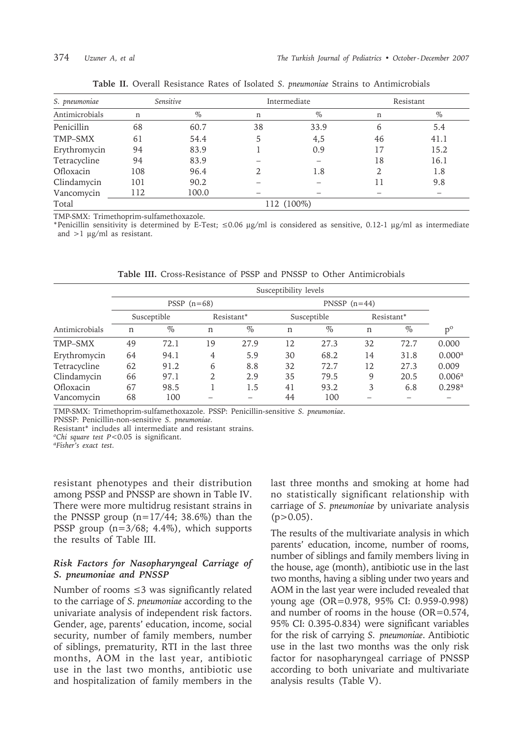**Table II.** Overall Resistance Rates of Isolated *S. pneumoniae* Strains to Antimicrobials

| *S. pneumoniae* | *Sensitive* | | Intermediate | | Resistant | |
|---|---|---|---|---|---|---|
| Antimicrobials | n | % | n | % | n | % |
| Penicillin | 68 | 60.7 | 38 | 33.9 | 6 | 5.4 |
| TMP–SMX | 61 | 54.4 | 5 | 4,5 | 46 | 41.1 |
| Erythromycin | 94 | 83.9 | 1 | 0.9 | 17 | 15.2 |
| Tetracycline | 94 | 83.9 | – | – | 18 | 16.1 |
| Ofloxacin | 108 | 96.4 | 2 | 1.8 | 2 | 1.8 |
| Clindamycin | 101 | 90.2 | – | – | 11 | 9.8 |
| Vancomycin | 112 | 100.0 | – | – | – | – |
| Total | 112 (100%) | | | | | |

TMP-SMX: Trimethoprim-sulfamethoxazole.
*Penicillin sensitivity is determined by E-Test; ≤0.06 μg/ml is considered as sensitive, 0.12-1 μg/ml as intermediate and >1 μg/ml as resistant.

**Table III.** Cross-Resistance of PSSP and PNSSP to Other Antimicrobials

| | Susceptibility levels | | | | | | | | |
|---|---|---|---|---|---|---|---|---|---|
| | PSSP (n=68) | | | | PNSSP (n=44) | | | | |
| | Susceptible | | Resistant* | | Susceptible | | Resistant* | | |
| Antimicrobials | n | % | n | % | n | % | n | % | p° |
| TMP–SMX | 49 | 72.1 | 19 | 27.9 | 12 | 27.3 | 32 | 72.7 | 0.000 |
| Erythromycin | 64 | 94.1 | 4 | 5.9 | 30 | 68.2 | 14 | 31.8 | 0.000[a] |
| Tetracycline | 62 | 91.2 | 6 | 8.8 | 32 | 72.7 | 12 | 27.3 | 0.009 |
| Clindamycin | 66 | 97.1 | 2 | 2.9 | 35 | 79.5 | 9 | 20.5 | 0.006[a] |
| Ofloxacin | 67 | 98.5 | 1 | 1.5 | 41 | 93.2 | 3 | 6.8 | 0.298[a] |
| Vancomycin | 68 | 100 | – | – | 44 | 100 | – | – | – |

TMP-SMX: Trimethoprim-sulfamethoxazole. PSSP: Penicillin-sensitive *S. pneumoniae*.
PNSSP: Penicillin-non-sensitive *S. pneumoniae*.
Resistant* includes all intermediate and resistant strains.
°*Chi square test P<0.05 is significant.*
[a]*Fisher's exact test*.

resistant phenotypes and their distribution among PSSP and PNSSP are shown in Table IV. There were more multidrug resistant strains in the PNSSP group (n=17/44; 38.6%) than the PSSP group (n=3/68; 4.4%), which supports the results of Table III.

### *Risk Factors for Nasopharyngeal Carriage of S. pneumoniae and PNSSP*

Number of rooms ≤3 was significantly related to the carriage of *S. pneumoniae* according to the univariate analysis of independent risk factors. Gender, age, parents' education, income, social security, number of family members, number of siblings, prematurity, RTI in the last three months, AOM in the last year, antibiotic use in the last two months, antibiotic use and hospitalization of family members in the last three months and smoking at home had no statistically significant relationship with carriage of *S. pneumoniae* by univariate analysis (p>0.05).

The results of the multivariate analysis in which parents' education, income, number of rooms, number of siblings and family members living in the house, age (month), antibiotic use in the last two months, having a sibling under two years and AOM in the last year were included revealed that young age (OR=0.978, 95% CI: 0.959-0.998) and number of rooms in the house (OR=0.574, 95% CI: 0.395-0.834) were significant variables for the risk of carrying *S. pneumoniae*. Antibiotic use in the last two months was the only risk factor for nasopharyngeal carriage of PNSSP according to both univariate and multivariate analysis results (Table V).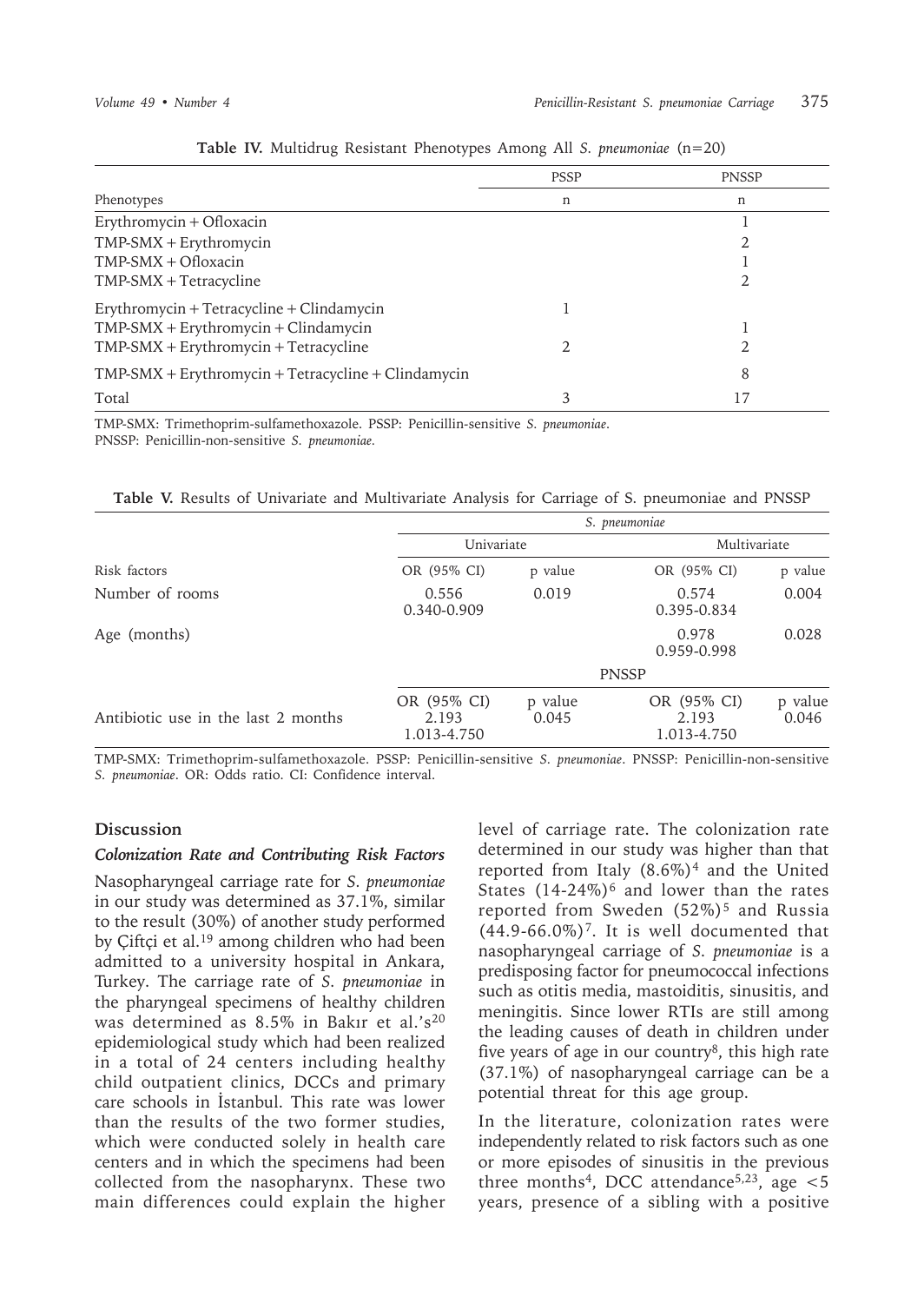**Table IV.** Multidrug Resistant Phenotypes Among All *S. pneumoniae* (n=20)

| | PSSP | PNSSP |
|---|---|---|
| Phenotypes | n | n |
| Erythromycin + Ofloxacin | | 1 |
| TMP-SMX + Erythromycin | | 2 |
| TMP-SMX + Ofloxacin | | 1 |
| TMP-SMX + Tetracycline | | 2 |
| Erythromycin + Tetracycline + Clindamycin | 1 | |
| TMP-SMX + Erythromycin + Clindamycin | | 1 |
| TMP-SMX + Erythromycin + Tetracycline | 2 | 2 |
| TMP-SMX + Erythromycin + Tetracycline + Clindamycin | | 8 |
| Total | 3 | 17 |

TMP-SMX: Trimethoprim-sulfamethoxazole. PSSP: Penicillin-sensitive *S. pneumoniae*. PNSSP: Penicillin-non-sensitive *S. pneumoniae*.

**Table V.** Results of Univariate and Multivariate Analysis for Carriage of S. pneumoniae and PNSSP

| | *S. pneumoniae* | | | |
|---|---|---|---|---|
| | Univariate | | Multivariate | |
| Risk factors | OR (95% CI) | p value | OR (95% CI) | p value |
| Number of rooms | 0.556<br>0.340-0.909 | 0.019 | 0.574<br>0.395-0.834 | 0.004 |
| Age (months) | | | 0.978<br>0.959-0.998 | 0.028 |
| | PNSSP | | | |
| Antibiotic use in the last 2 months | OR (95% CI)<br>2.193<br>1.013-4.750 | p value<br>0.045 | OR (95% CI)<br>2.193<br>1.013-4.750 | p value<br>0.046 |

TMP-SMX: Trimethoprim-sulfamethoxazole. PSSP: Penicillin-sensitive *S. pneumoniae*. PNSSP: Penicillin-non-sensitive *S. pneumoniae*. OR: Odds ratio. CI: Confidence interval.

## Discussion

### *Colonization Rate and Contributing Risk Factors*

Nasopharyngeal carriage rate for *S. pneumoniae* in our study was determined as 37.1%, similar to the result (30%) of another study performed by Çiftçi et al.[19] among children who had been admitted to a university hospital in Ankara, Turkey. The carriage rate of *S. pneumoniae* in the pharyngeal specimens of healthy children was determined as 8.5% in Bakır et al.'s[20] epidemiological study which had been realized in a total of 24 centers including healthy child outpatient clinics, DCCs and primary care schools in İstanbul. This rate was lower than the results of the two former studies, which were conducted solely in health care centers and in which the specimens had been collected from the nasopharynx. These two main differences could explain the higher level of carriage rate. The colonization rate determined in our study was higher than that reported from Italy (8.6%)[4] and the United States (14-24%)[6] and lower than the rates reported from Sweden (52%)[5] and Russia (44.9-66.0%)[7]. It is well documented that nasopharyngeal carriage of *S. pneumoniae* is a predisposing factor for pneumococcal infections such as otitis media, mastoiditis, sinusitis, and meningitis. Since lower RTIs are still among the leading causes of death in children under five years of age in our country[8], this high rate (37.1%) of nasopharyngeal carriage can be a potential threat for this age group.

In the literature, colonization rates were independently related to risk factors such as one or more episodes of sinusitis in the previous three months[4], DCC attendance[5,23], age <5 years, presence of a sibling with a positive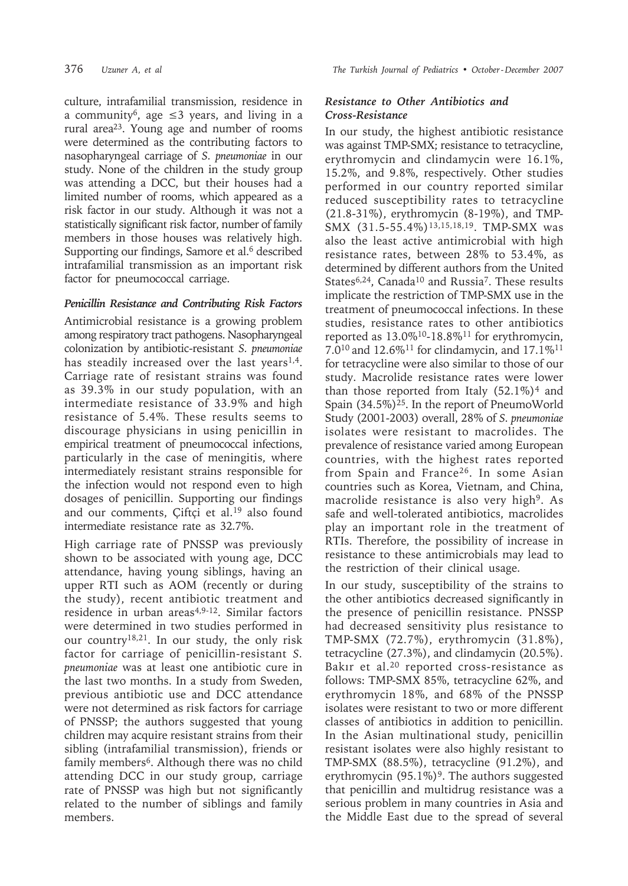culture, intrafamilial transmission, residence in a community[6], age ≤3 years, and living in a rural area[23]. Young age and number of rooms were determined as the contributing factors to nasopharyngeal carriage of *S. pneumoniae* in our study. None of the children in the study group was attending a DCC, but their houses had a limited number of rooms, which appeared as a risk factor in our study. Although it was not a statistically significant risk factor, number of family members in those houses was relatively high. Supporting our findings, Samore et al.[6] described intrafamilial transmission as an important risk factor for pneumococcal carriage.

### *Penicillin Resistance and Contributing Risk Factors*

Antimicrobial resistance is a growing problem among respiratory tract pathogens. Nasopharyngeal colonization by antibiotic-resistant *S. pneumoniae* has steadily increased over the last years[1,4]. Carriage rate of resistant strains was found as 39.3% in our study population, with an intermediate resistance of 33.9% and high resistance of 5.4%. These results seems to discourage physicians in using penicillin in empirical treatment of pneumococcal infections, particularly in the case of meningitis, where intermediately resistant strains responsible for the infection would not respond even to high dosages of penicillin. Supporting our findings and our comments, Çiftçi et al.[19] also found intermediate resistance rate as 32.7%.

High carriage rate of PNSSP was previously shown to be associated with young age, DCC attendance, having young siblings, having an upper RTI such as AOM (recently or during the study), recent antibiotic treatment and residence in urban areas[4,9-12]. Similar factors were determined in two studies performed in our country[18,21]. In our study, the only risk factor for carriage of penicillin-resistant *S. pneumoniae* was at least one antibiotic cure in the last two months. In a study from Sweden, previous antibiotic use and DCC attendance were not determined as risk factors for carriage of PNSSP; the authors suggested that young children may acquire resistant strains from their sibling (intrafamilial transmission), friends or family members[6]. Although there was no child attending DCC in our study group, carriage rate of PNSSP was high but not significantly related to the number of siblings and family members.

### *Resistance to Other Antibiotics and Cross-Resistance*

In our study, the highest antibiotic resistance was against TMP-SMX; resistance to tetracycline, erythromycin and clindamycin were 16.1%, 15.2%, and 9.8%, respectively. Other studies performed in our country reported similar reduced susceptibility rates to tetracycline (21.8-31%), erythromycin (8-19%), and TMP-SMX (31.5-55.4%)[13,15,18,19]. TMP-SMX was also the least active antimicrobial with high resistance rates, between 28% to 53.4%, as determined by different authors from the United States[6,24], Canada[10] and Russia[7]. These results implicate the restriction of TMP-SMX use in the treatment of pneumococcal infections. In these studies, resistance rates to other antibiotics reported as 13.0%[10]-18.8%[11] for erythromycin, 7.0[10] and 12.6%[11] for clindamycin, and 17.1%[11] for tetracycline were also similar to those of our study. Macrolide resistance rates were lower than those reported from Italy (52.1%)[4] and Spain (34.5%)[25]. In the report of PneumoWorld Study (2001-2003) overall, 28% of *S. pneumoniae* isolates were resistant to macrolides. The prevalence of resistance varied among European countries, with the highest rates reported from Spain and France[26]. In some Asian countries such as Korea, Vietnam, and China, macrolide resistance is also very high[9]. As safe and well-tolerated antibiotics, macrolides play an important role in the treatment of RTIs. Therefore, the possibility of increase in resistance to these antimicrobials may lead to the restriction of their clinical usage.

In our study, susceptibility of the strains to the other antibiotics decreased significantly in the presence of penicillin resistance. PNSSP had decreased sensitivity plus resistance to TMP-SMX (72.7%), erythromycin (31.8%), tetracycline (27.3%), and clindamycin (20.5%). Bakır et al.[20] reported cross-resistance as follows: TMP-SMX 85%, tetracycline 62%, and erythromycin 18%, and 68% of the PNSSP isolates were resistant to two or more different classes of antibiotics in addition to penicillin. In the Asian multinational study, penicillin resistant isolates were also highly resistant to TMP-SMX (88.5%), tetracycline (91.2%), and erythromycin (95.1%)[9]. The authors suggested that penicillin and multidrug resistance was a serious problem in many countries in Asia and the Middle East due to the spread of several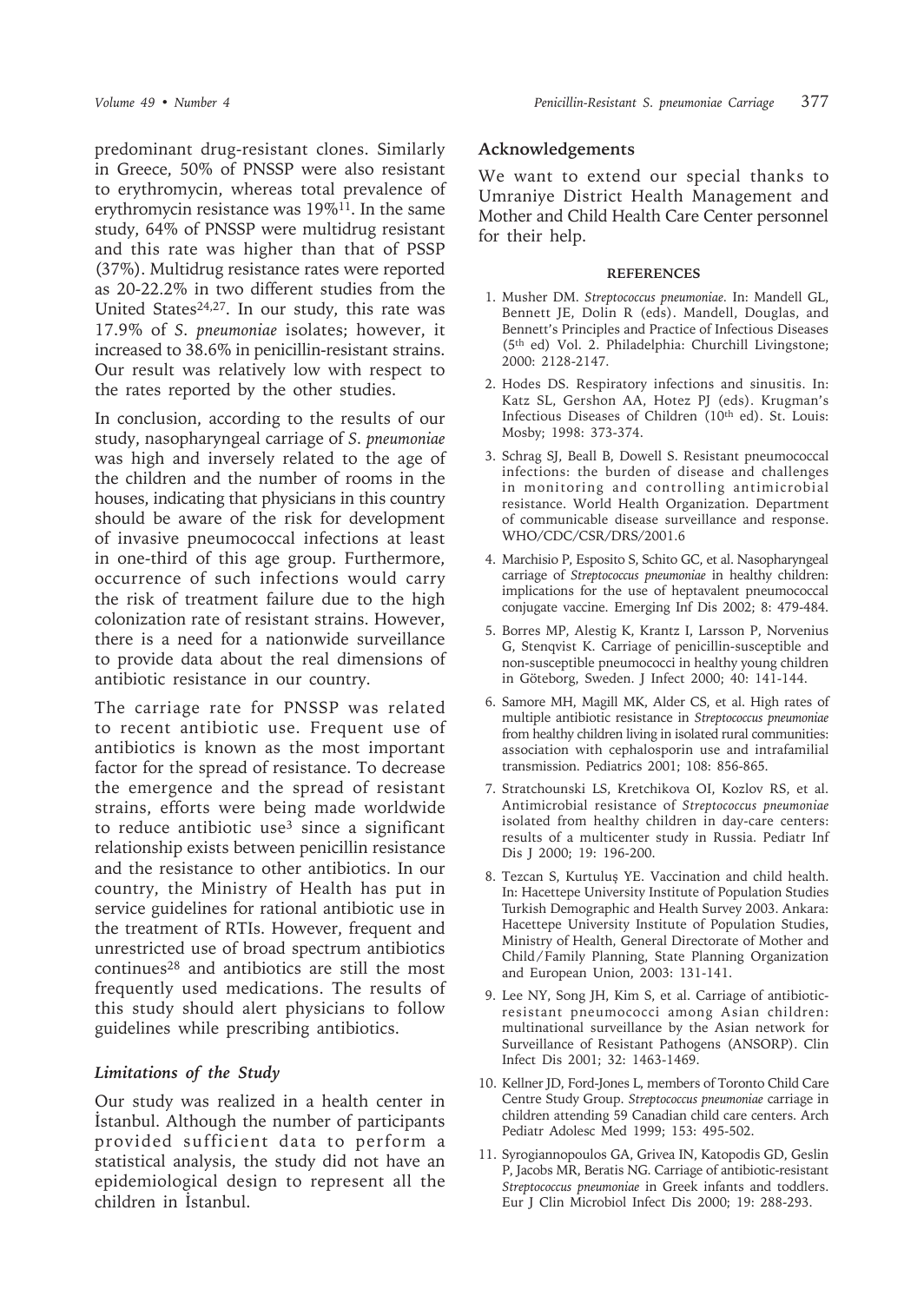predominant drug-resistant clones. Similarly in Greece, 50% of PNSSP were also resistant to erythromycin, whereas total prevalence of erythromycin resistance was 19%[11]. In the same study, 64% of PNSSP were multidrug resistant and this rate was higher than that of PSSP (37%). Multidrug resistance rates were reported as 20-22.2% in two different studies from the United States[24,27]. In our study, this rate was 17.9% of *S. pneumoniae* isolates; however, it increased to 38.6% in penicillin-resistant strains. Our result was relatively low with respect to the rates reported by the other studies.

In conclusion, according to the results of our study, nasopharyngeal carriage of *S. pneumoniae* was high and inversely related to the age of the children and the number of rooms in the houses, indicating that physicians in this country should be aware of the risk for development of invasive pneumococcal infections at least in one-third of this age group. Furthermore, occurrence of such infections would carry the risk of treatment failure due to the high colonization rate of resistant strains. However, there is a need for a nationwide surveillance to provide data about the real dimensions of antibiotic resistance in our country.

The carriage rate for PNSSP was related to recent antibiotic use. Frequent use of antibiotics is known as the most important factor for the spread of resistance. To decrease the emergence and the spread of resistant strains, efforts were being made worldwide to reduce antibiotic use[3] since a significant relationship exists between penicillin resistance and the resistance to other antibiotics. In our country, the Ministry of Health has put in service guidelines for rational antibiotic use in the treatment of RTIs. However, frequent and unrestricted use of broad spectrum antibiotics continues[28] and antibiotics are still the most frequently used medications. The results of this study should alert physicians to follow guidelines while prescribing antibiotics.

### *Limitations of the Study*

Our study was realized in a health center in İstanbul. Although the number of participants provided sufficient data to perform a statistical analysis, the study did not have an epidemiological design to represent all the children in İstanbul.

## Acknowledgements

We want to extend our special thanks to Umraniye District Health Management and Mother and Child Health Care Center personnel for their help.

## REFERENCES

1. Musher DM. *Streptococcus pneumoniae*. In: Mandell GL, Bennett JE, Dolin R (eds). Mandell, Douglas, and Bennett's Principles and Practice of Infectious Diseases (5th ed) Vol. 2. Philadelphia: Churchill Livingstone; 2000: 2128-2147.
2. Hodes DS. Respiratory infections and sinusitis. In: Katz SL, Gershon AA, Hotez PJ (eds). Krugman's Infectious Diseases of Children (10th ed). St. Louis: Mosby; 1998: 373-374.
3. Schrag SJ, Beall B, Dowell S. Resistant pneumococcal infections: the burden of disease and challenges in monitoring and controlling antimicrobial resistance. World Health Organization. Department of communicable disease surveillance and response. WHO/CDC/CSR/DRS/2001.6
4. Marchisio P, Esposito S, Schito GC, et al. Nasopharyngeal carriage of *Streptococcus pneumoniae* in healthy children: implications for the use of heptavalent pneumococcal conjugate vaccine. Emerging Inf Dis 2002; 8: 479-484.
5. Borres MP, Alestig K, Krantz I, Larsson P, Norvenius G, Stenqvist K. Carriage of penicillin-susceptible and non-susceptible pneumococci in healthy young children in Göteborg, Sweden. J Infect 2000; 40: 141-144.
6. Samore MH, Magill MK, Alder CS, et al. High rates of multiple antibiotic resistance in *Streptococcus pneumoniae* from healthy children living in isolated rural communities: association with cephalosporin use and intrafamilial transmission. Pediatrics 2001; 108: 856-865.
7. Stratchounski LS, Kretchikova OI, Kozlov RS, et al. Antimicrobial resistance of *Streptococcus pneumoniae* isolated from healthy children in day-care centers: results of a multicenter study in Russia. Pediatr Inf Dis J 2000; 19: 196-200.
8. Tezcan S, Kurtuluş YE. Vaccination and child health. In: Hacettepe University Institute of Population Studies Turkish Demographic and Health Survey 2003. Ankara: Hacettepe University Institute of Population Studies, Ministry of Health, General Directorate of Mother and Child/Family Planning, State Planning Organization and European Union, 2003: 131-141.
9. Lee NY, Song JH, Kim S, et al. Carriage of antibiotic-resistant pneumococci among Asian children: multinational surveillance by the Asian network for Surveillance of Resistant Pathogens (ANSORP). Clin Infect Dis 2001; 32: 1463-1469.
10. Kellner JD, Ford-Jones L, members of Toronto Child Care Centre Study Group. *Streptococcus pneumoniae* carriage in children attending 59 Canadian child care centers. Arch Pediatr Adolesc Med 1999; 153: 495-502.
11. Syrogiannopoulos GA, Grivea IN, Katopodis GD, Geslin P, Jacobs MR, Beratis NG. Carriage of antibiotic-resistant *Streptococcus pneumoniae* in Greek infants and toddlers. Eur J Clin Microbiol Infect Dis 2000; 19: 288-293.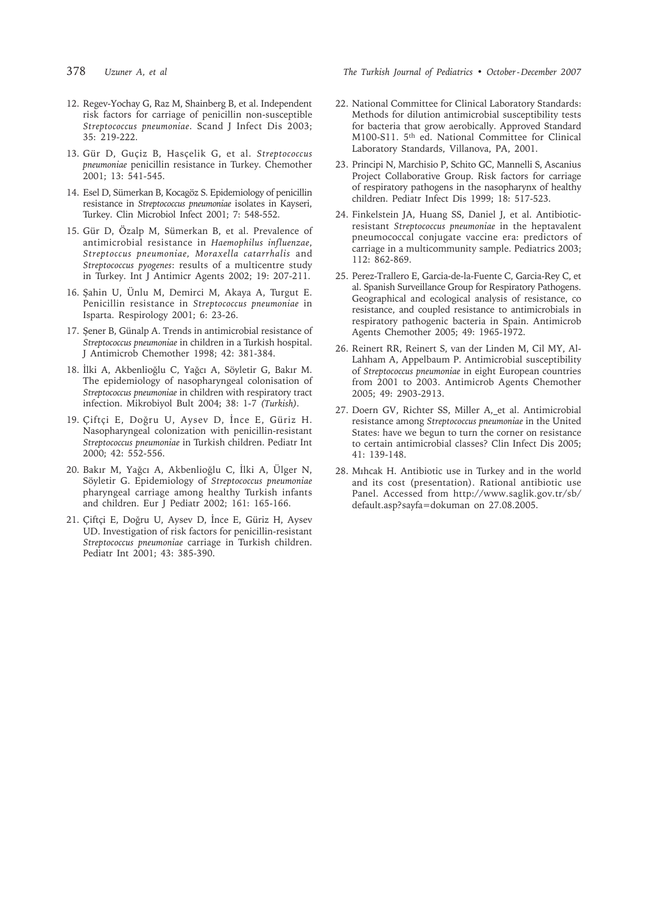12. Regev-Yochay G, Raz M, Shainberg B, et al. Independent risk factors for carriage of penicillin non-susceptible *Streptococcus pneumoniae*. Scand J Infect Dis 2003; 35: 219-222.

13. Gür D, Guçiz B, Hasçelik G, et al. *Streptococcus pneumoniae* penicillin resistance in Turkey. Chemother 2001; 13: 541-545.

14. Esel D, Sümerkan B, Kocagöz S. Epidemiology of penicillin resistance in *Streptococcus pneumoniae* isolates in Kayseri, Turkey. Clin Microbiol Infect 2001; 7: 548-552.

15. Gür D, Özalp M, Sümerkan B, et al. Prevalence of antimicrobial resistance in *Haemophilus influenzae*, *Streptoccus pneumoniae*, *Moraxella catarrhalis* and *Streptococcus pyogenes*: results of a multicentre study in Turkey. Int J Antimicr Agents 2002; 19: 207-211.

16. Şahin U, Ünlu M, Demirci M, Akaya A, Turgut E. Penicillin resistance in *Streptococcus pneumoniae* in Isparta. Respirology 2001; 6: 23-26.

17. Şener B, Günalp A. Trends in antimicrobial resistance of *Streptococcus pneumoniae* in children in a Turkish hospital. J Antimicrob Chemother 1998; 42: 381-384.

18. İlki A, Akbenlioğlu C, Yağcı A, Söyletir G, Bakır M. The epidemiology of nasopharyngeal colonisation of *Streptococcus pneumoniae* in children with respiratory tract infection. Mikrobiyol Bult 2004; 38: 1-7 *(Turkish)*.

19. Çiftçi E, Doğru U, Aysev D, İnce E, Güriz H. Nasopharyngeal colonization with penicillin-resistant *Streptococcus pneumoniae* in Turkish children. Pediatr Int 2000; 42: 552-556.

20. Bakır M, Yağcı A, Akbenlioğlu C, İlki A, Ülger N, Söyletir G. Epidemiology of *Streptococcus pneumoniae* pharyngeal carriage among healthy Turkish infants and children. Eur J Pediatr 2002; 161: 165-166.

21. Çiftçi E, Doğru U, Aysev D, İnce E, Güriz H, Aysev UD. Investigation of risk factors for penicillin-resistant *Streptococcus pneumoniae* carriage in Turkish children. Pediatr Int 2001; 43: 385-390.

22. National Committee for Clinical Laboratory Standards: Methods for dilution antimicrobial susceptibility tests for bacteria that grow aerobically. Approved Standard M100-S11. 5th ed. National Committee for Clinical Laboratory Standards, Villanova, PA, 2001.

23. Principi N, Marchisio P, Schito GC, Mannelli S, Ascanius Project Collaborative Group. Risk factors for carriage of respiratory pathogens in the nasopharynx of healthy children. Pediatr Infect Dis 1999; 18: 517-523.

24. Finkelstein JA, Huang SS, Daniel J, et al. Antibiotic-resistant *Streptococcus pneumoniae* in the heptavalent pneumococcal conjugate vaccine era: predictors of carriage in a multicommunity sample. Pediatrics 2003; 112: 862-869.

25. Perez-Trallero E, Garcia-de-la-Fuente C, Garcia-Rey C, et al. Spanish Surveillance Group for Respiratory Pathogens. Geographical and ecological analysis of resistance, co resistance, and coupled resistance to antimicrobials in respiratory pathogenic bacteria in Spain. Antimicrob Agents Chemother 2005; 49: 1965-1972.

26. Reinert RR, Reinert S, van der Linden M, Cil MY, Al-Lahham A, Appelbaum P. Antimicrobial susceptibility of *Streptococcus pneumoniae* in eight European countries from 2001 to 2003. Antimicrob Agents Chemother 2005; 49: 2903-2913.

27. Doern GV, Richter SS, Miller A, et al. Antimicrobial resistance among *Streptococcus pneumoniae* in the United States: have we begun to turn the corner on resistance to certain antimicrobial classes? Clin Infect Dis 2005; 41: 139-148.

28. Mıhcak H. Antibiotic use in Turkey and in the world and its cost (presentation). Rational antibiotic use Panel. Accessed from http://www.saglik.gov.tr/sb/default.asp?sayfa=dokuman on 27.08.2005.